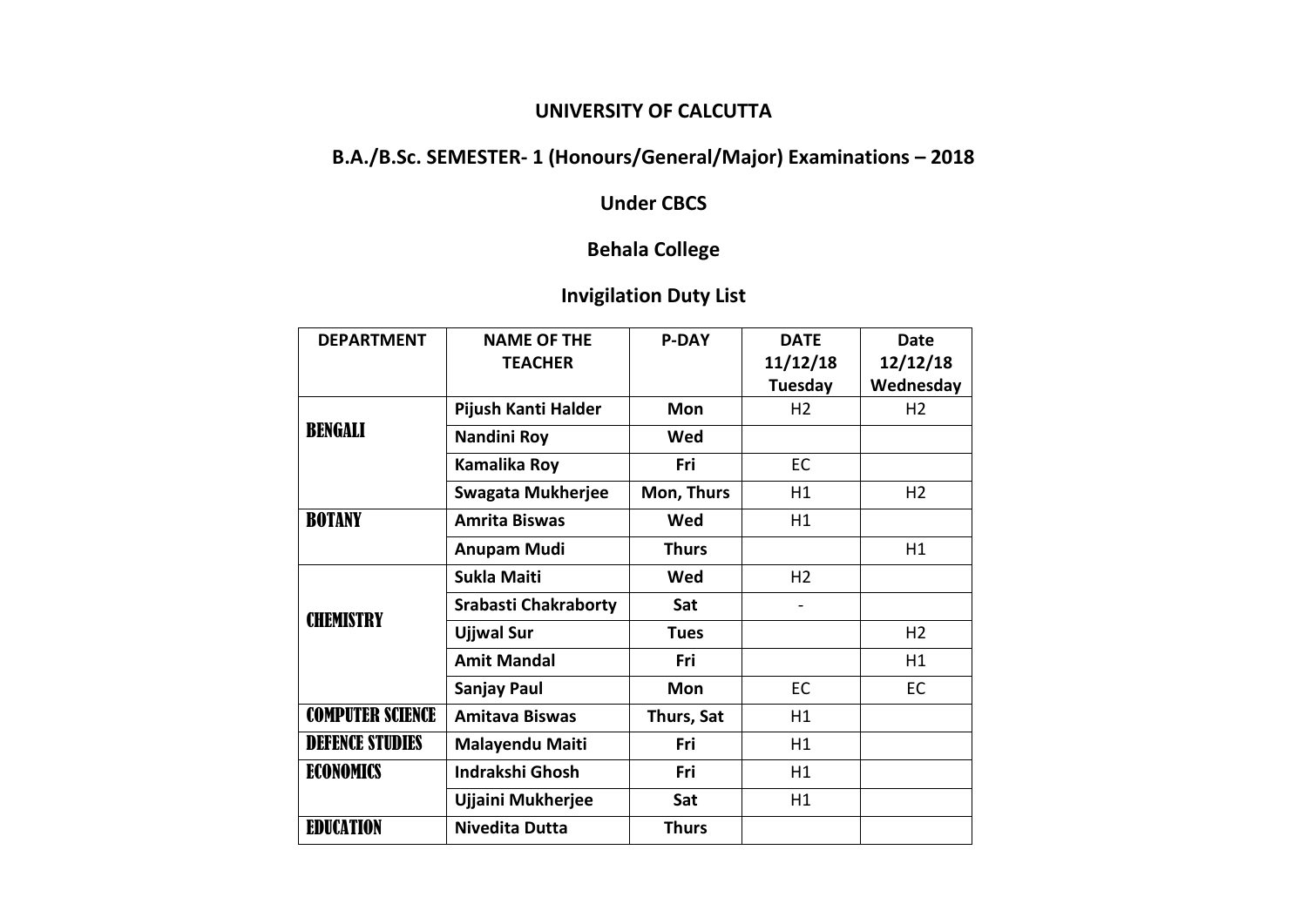**UNIVERSITY OF CALCUTTA**

**B.A./B.Sc. SEMESTER- 1 (Honours/General/Major) Examinations – 2018**

**Under CBCS**

**Behala College**

**Invigilation Duty List**

| DEPARTMENT | NAME OF THE TEACHER | P-DAY | DATE 11/12/18 Tuesday | Date 12/12/18 Wednesday |
|---|---|---|---|---|
| BENGALI | Pijush Kanti Halder | Mon | H2 | H2 |
| | Nandini Roy | Wed | | |
| | Kamalika Roy | Fri | EC | |
| | Swagata Mukherjee | Mon, Thurs | H1 | H2 |
| BOTANY | Amrita Biswas | Wed | H1 | |
| | Anupam Mudi | Thurs | | H1 |
| CHEMISTRY | Sukla Maiti | Wed | H2 | |
| | Srabasti Chakraborty | Sat | - | |
| | Ujjwal Sur | Tues | | H2 |
| | Amit Mandal | Fri | | H1 |
| | Sanjay Paul | Mon | EC | EC |
| COMPUTER SCIENCE | Amitava Biswas | Thurs, Sat | H1 | |
| DEFENCE STUDIES | Malayendu Maiti | Fri | H1 | |
| ECONOMICS | Indrakshi Ghosh | Fri | H1 | |
| | Ujjaini Mukherjee | Sat | H1 | |
| EDUCATION | Nivedita Dutta | Thurs | | |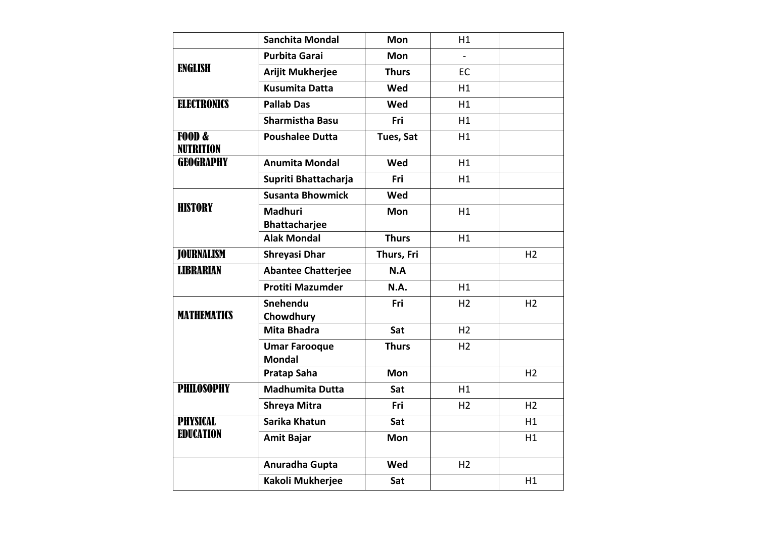| | | | | |
|---|---|---|---|---|
| | **Sanchita Mondal** | **Mon** | H1 | |
| **ENGLISH** | **Purbita Garai** | **Mon** | - | |
| | **Arijit Mukherjee** | **Thurs** | EC | |
| | **Kusumita Datta** | **Wed** | H1 | |
| **ELECTRONICS** | **Pallab Das** | **Wed** | H1 | |
| | **Sharmistha Basu** | **Fri** | H1 | |
| **FOOD & NUTRITION** | **Poushalee Dutta** | **Tues, Sat** | H1 | |
| **GEOGRAPHY** | **Anumita Mondal** | **Wed** | H1 | |
| | **Supriti Bhattacharja** | **Fri** | H1 | |
| **HISTORY** | **Susanta Bhowmick** | **Wed** | | |
| | **Madhuri Bhattacharjee** | **Mon** | H1 | |
| | **Alak Mondal** | **Thurs** | H1 | |
| **JOURNALISM** | **Shreyasi Dhar** | **Thurs, Fri** | | H2 |
| **LIBRARIAN** | **Abantee Chatterjee** | **N.A** | | |
| | **Protiti Mazumder** | **N.A.** | H1 | |
| **MATHEMATICS** | **Snehendu Chowdhury** | **Fri** | H2 | H2 |
| | **Mita Bhadra** | **Sat** | H2 | |
| | **Umar Farooque Mondal** | **Thurs** | H2 | |
| | **Pratap Saha** | **Mon** | | H2 |
| **PHILOSOPHY** | **Madhumita Dutta** | **Sat** | H1 | |
| | **Shreya Mitra** | **Fri** | H2 | H2 |
| **PHYSICAL EDUCATION** | **Sarika Khatun** | **Sat** | | H1 |
| | **Amit Bajar** | **Mon** | | H1 |
| | **Anuradha Gupta** | **Wed** | H2 | |
| | **Kakoli Mukherjee** | **Sat** | | H1 |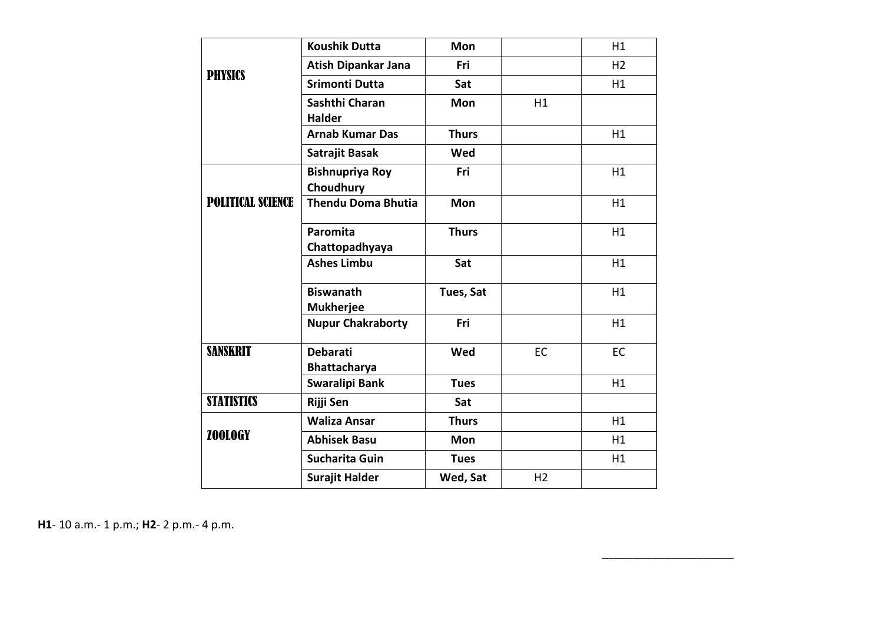| | | | | |
|---|---|---|---|---|
| **PHYSICS** | **Koushik Dutta** | **Mon** | | H1 |
| | **Atish Dipankar Jana** | **Fri** | | H2 |
| | **Srimonti Dutta** | **Sat** | | H1 |
| | **Sashthi Charan Halder** | **Mon** | H1 | |
| | **Arnab Kumar Das** | **Thurs** | | H1 |
| | **Satrajit Basak** | **Wed** | | |
| **POLITICAL SCIENCE** | **Bishnupriya Roy Choudhury** | **Fri** | | H1 |
| | **Thendu Doma Bhutia** | **Mon** | | H1 |
| | **Paromita Chattopadhyaya** | **Thurs** | | H1 |
| | **Ashes Limbu** | **Sat** | | H1 |
| | **Biswanath Mukherjee** | **Tues, Sat** | | H1 |
| | **Nupur Chakraborty** | **Fri** | | H1 |
| **SANSKRIT** | **Debarati Bhattacharya** | **Wed** | EC | EC |
| | **Swaralipi Bank** | **Tues** | | H1 |
| **STATISTICS** | **Rijji Sen** | **Sat** | | |
| **ZOOLOGY** | **Waliza Ansar** | **Thurs** | | H1 |
| | **Abhisek Basu** | **Mon** | | H1 |
| | **Sucharita Guin** | **Tues** | | H1 |
| | **Surajit Halder** | **Wed, Sat** | H2 | |

**H1**- 10 a.m.- 1 p.m.; **H2**- 2 p.m.- 4 p.m.

______________________